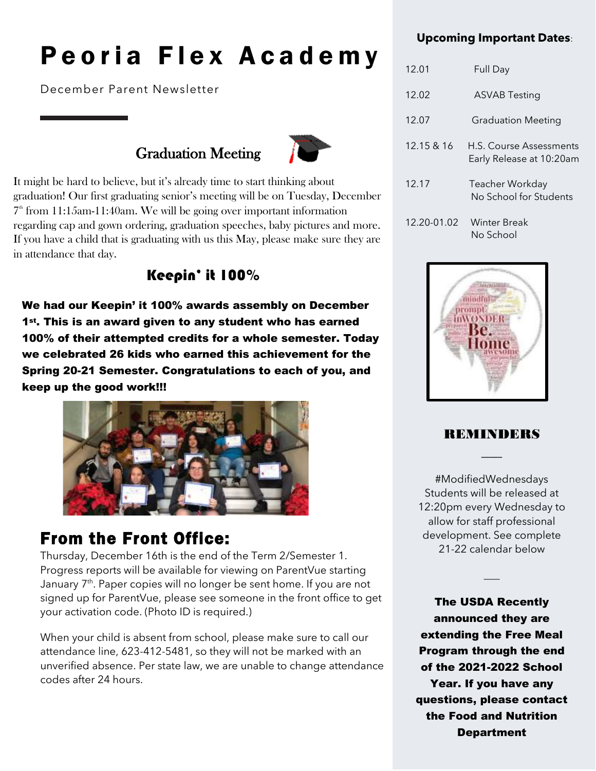# Peoria Flex Academy

December Parent Newsletter

## Graduation Meeting

It might be hard to believe, but it's already time to start thinking about graduation! Our first graduating senior's meeting will be on Tuesday, December 7th from 11:15am-11:40am. We will be going over important information regarding cap and gown ordering, graduation speeches, baby pictures and more. If you have a child that is graduating with us this May, please make sure they are in attendance that day.

## Keepin' it 100%

**We had our Keepin' it 100% awards assembly on December 1st. This is an award given to any student who has earned 100% of their attempted credits for a whole semester. Today we celebrated 26 kids who earned this achievement for the Spring 20-21 Semester. Congratulations to each of you, and keep up the good work!!!**

## From the Front Office:

Thursday, December 16th is the end of the Term 2/Semester 1. Progress reports will be available for viewing on ParentVue starting January 7th. Paper copies will no longer be sent home. If you are not signed up for ParentVue, please see someone in the front office to get your activation code. (Photo ID is required.)

When your child is absent from school, please make sure to call our attendance line, 623-412-5481, so they will not be marked with an unverified absence. Per state law, we are unable to change attendance codes after 24 hours.

### Upcoming Important Dates:

| Date | Event |
| --- | --- |
| 12.01 | Full Day |
| 12.02 | ASVAB Testing |
| 12.07 | Graduation Meeting |
| 12.15 & 16 | H.S. Course Assessments Early Release at 10:20am |
| 12.17 | Teacher Workday No School for Students |
| 12.20-01.02 | Winter Break No School |

## REMINDERS

#ModifiedWednesdays Students will be released at 12:20pm every Wednesday to allow for staff professional development. See complete 21-22 calendar below

**The USDA Recently announced they are extending the Free Meal Program through the end of the 2021-2022 School Year. If you have any questions, please contact the Food and Nutrition Department**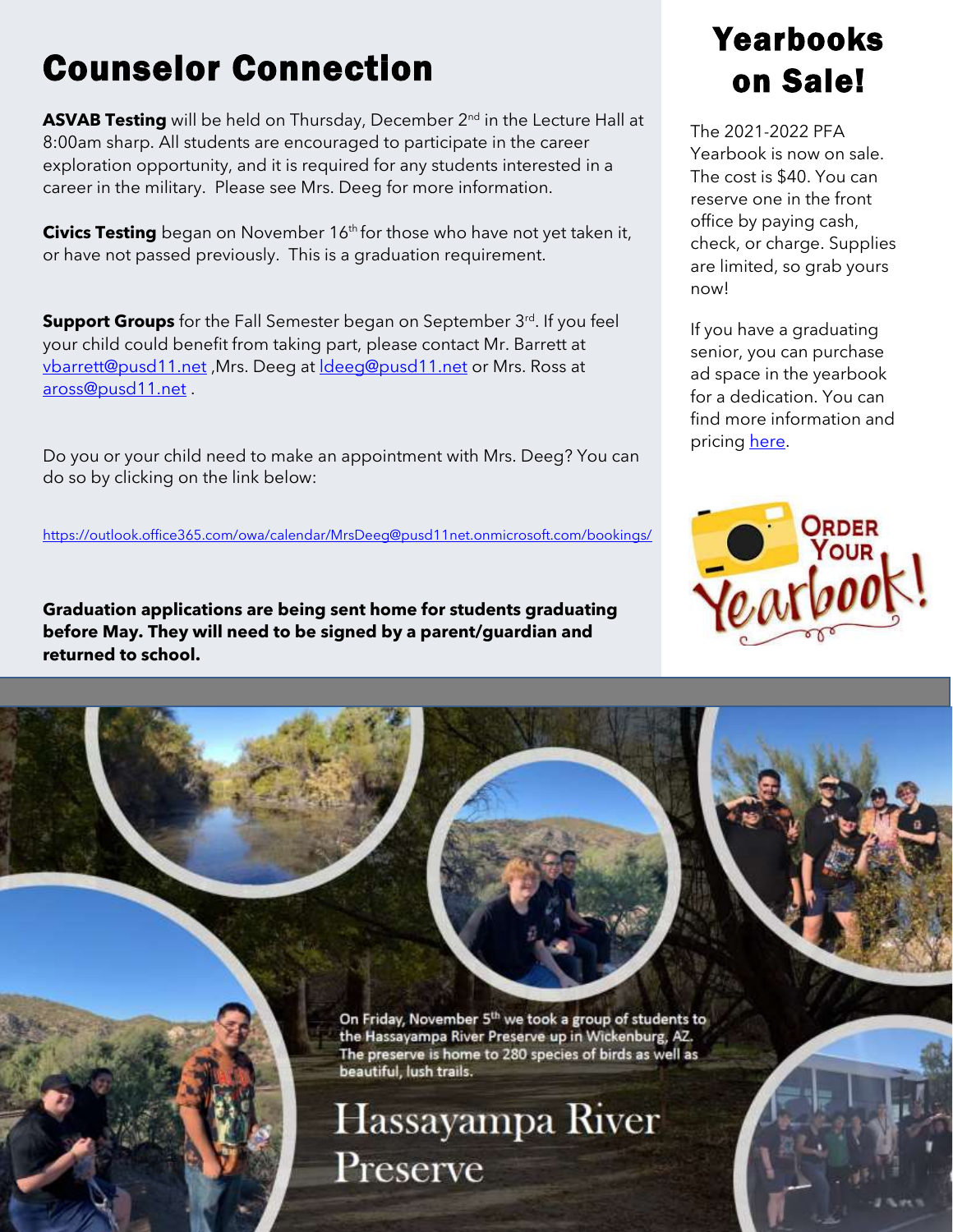# Counselor Connection

**ASVAB Testing** will be held on Thursday, December 2nd in the Lecture Hall at 8:00am sharp. All students are encouraged to participate in the career exploration opportunity, and it is required for any students interested in a career in the military. Please see Mrs. Deeg for more information.

**Civics Testing** began on November 16th for those who have not yet taken it, or have not passed previously. This is a graduation requirement.

**Support Groups** for the Fall Semester began on September 3rd. If you feel your child could benefit from taking part, please contact Mr. Barrett at vbarrett@pusd11.net ,Mrs. Deeg at ldeeg@pusd11.net or Mrs. Ross at aross@pusd11.net .

Do you or your child need to make an appointment with Mrs. Deeg? You can do so by clicking on the link below:

https://outlook.office365.com/owa/calendar/MrsDeeg@pusd11net.onmicrosoft.com/bookings/

**Graduation applications are being sent home for students graduating before May. They will need to be signed by a parent/guardian and returned to school.**

# Yearbooks on Sale!

The 2021-2022 PFA Yearbook is now on sale. The cost is $40. You can reserve one in the front office by paying cash, check, or charge. Supplies are limited, so grab yours now!

If you have a graduating senior, you can purchase ad space in the yearbook for a dedication. You can find more information and pricing here.

Order Your Yearbook!

On Friday, November 5th we took a group of students to the Hassayampa River Preserve up in Wickenburg, AZ. The preserve is home to 280 species of birds as well as beautiful, lush trails.

## Hassayampa River Preserve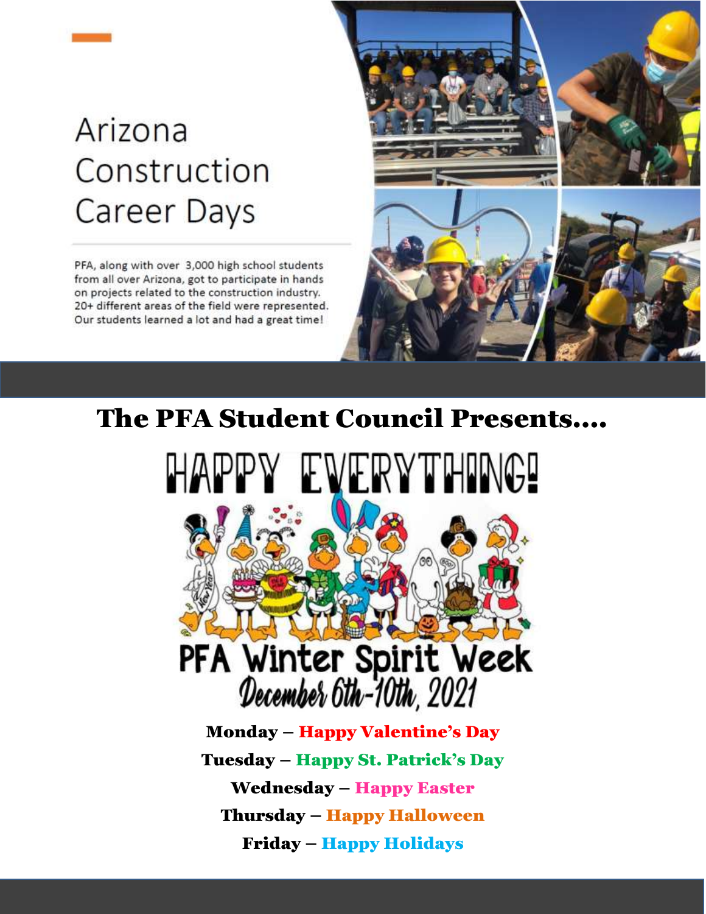# Arizona Construction Career Days

PFA, along with over 3,000 high school students from all over Arizona, got to participate in hands on projects related to the construction industry. 20+ different areas of the field were represented. Our students learned a lot and had a great time!

## The PFA Student Council Presents....

# HAPPY EVERYTHING!

## PFA Winter Spirit Week

*December 6th-10th, 2021*

**Monday – Happy Valentine's Day**

**Tuesday – Happy St. Patrick's Day**

**Wednesday – Happy Easter**

**Thursday – Happy Halloween**

**Friday – Happy Holidays**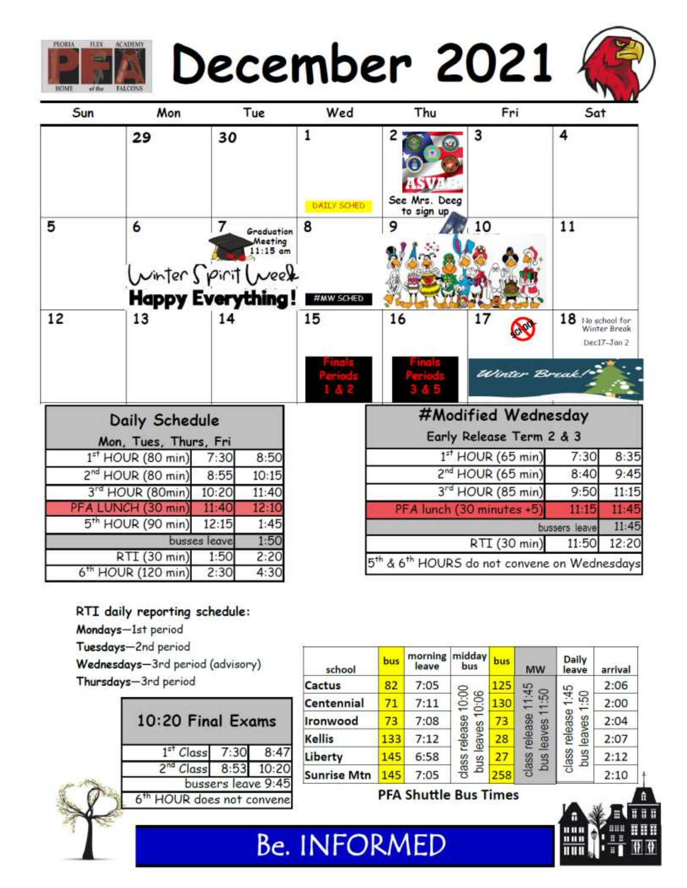# December 2021

| Sun | Mon | Tue | Wed | Thu | Fri | Sat |
|---|---|---|---|---|---|---|
| | 29 | 30 | 1 DAILY SCHED | 2 ASVAB See Mrs. Deeg to sign up | 3 | 4 |
| 5 | 6 Winter Spirit Week Happy Everything! | 7 Graduation Meeting 11:15 am | 8 #MW SCHED | 9 | 10 | 11 |
| 12 | 13 | 14 | 15 Finals Periods 1 & 2 | 16 Finals Periods 3 & 5 | 17 No School Winter Break! | 18 No school for Winter Break Dec17–Jan 2 |

## Daily Schedule

| Mon, Tues, Thurs, Fri | | |
|---|---|---|
| 1st HOUR (80 min) | 7:30 | 8:50 |
| 2nd HOUR (80 min) | 8:55 | 10:15 |
| 3rd HOUR (80min) | 10:20 | 11:40 |
| PFA LUNCH (30 min) | 11:40 | 12:10 |
| 5th HOUR (90 min) | 12:15 | 1:45 |
| busses leave | | 1:50 |
| RTI (30 min) | 1:50 | 2:20 |
| 6th HOUR (120 min) | 2:30 | 4:30 |

## #Modified Wednesday

| Early Release Term 2 & 3 | | |
|---|---|---|
| 1st HOUR (65 min) | 7:30 | 8:35 |
| 2nd HOUR (65 min) | 8:40 | 9:45 |
| 3rd HOUR (85 min) | 9:50 | 11:15 |
| PFA lunch (30 minutes +5) | 11:15 | 11:45 |
| bussers leave | | 11:45 |
| RTI (30 min) | 11:50 | 12:20 |

5th & 6th HOURS do not convene on Wednesdays

**RTI daily reporting schedule:**

**Mondays**—1st period
**Tuesdays**—2nd period
**Wednesdays**—3rd period (advisory)
**Thursdays**—3rd period

## 10:20 Final Exams

| | | |
|---|---|---|
| 1st Class | 7:30 | 8:47 |
| 2nd Class | 8:53 | 10:20 |
| bussers leave 9:45 | | |
| 6th HOUR does not convene | | |

## PFA Shuttle Bus Times

| school | bus | morning leave | midday bus | bus | MW | Daily leave | arrival |
|---|---|---|---|---|---|---|---|
| Cactus | 82 | 7:05 | class release 10:00 bus leaves 10:06 | 125 | class release 11:45 bus leaves 11:50 | class release 1:45 bus leaves 1:50 | 2:06 |
| Centennial | 71 | 7:11 | | 130 | | | 2:00 |
| Ironwood | 73 | 7:08 | | 73 | | | 2:04 |
| Kellis | 133 | 7:12 | | 28 | | | 2:07 |
| Liberty | 145 | 6:58 | | 27 | | | 2:12 |
| Sunrise Mtn | 145 | 7:05 | | 258 | | | 2:10 |

Be. INFORMED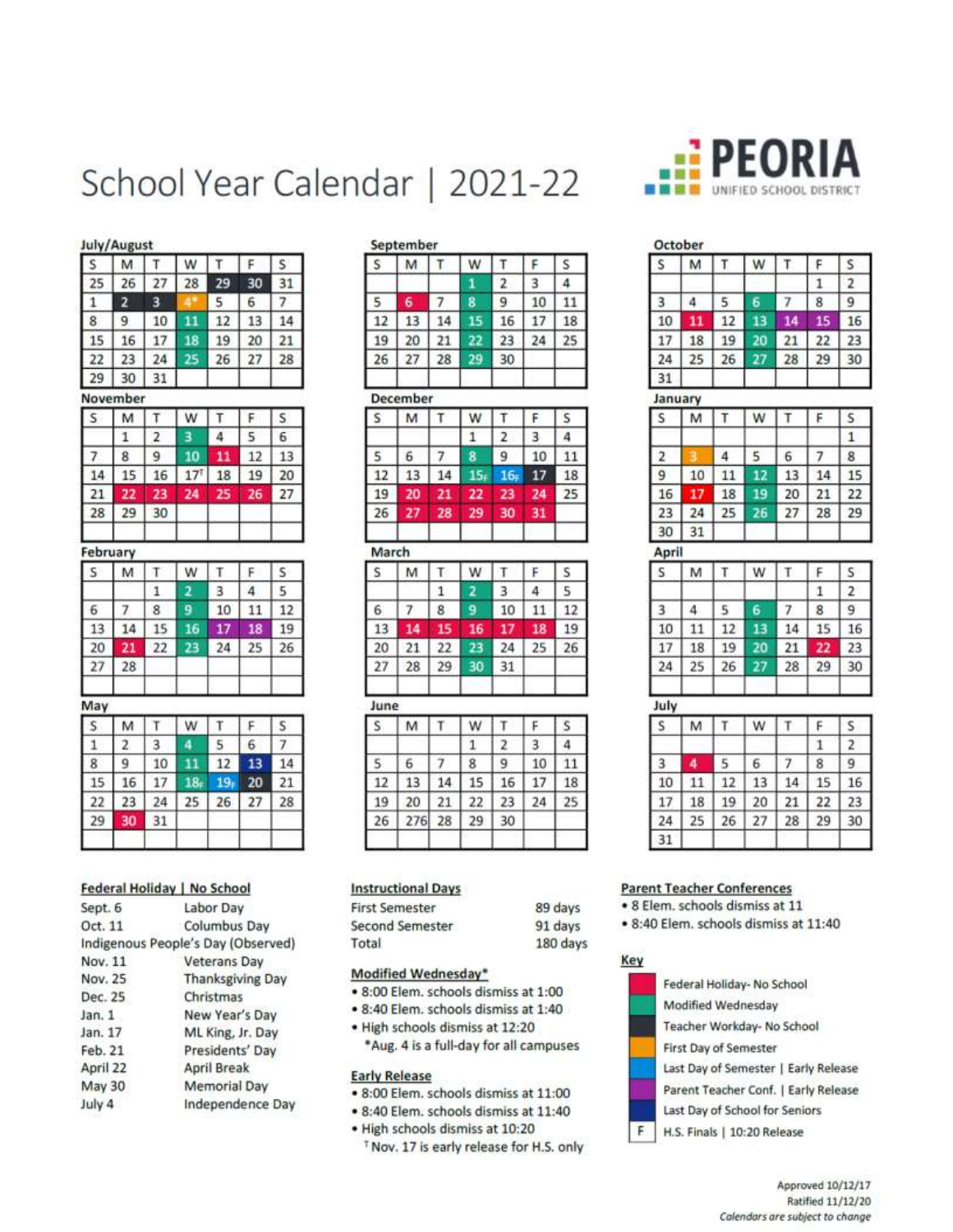# School Year Calendar | 2021-22

PEORIA UNIFIED SCHOOL DISTRICT

**July/August**

| S | M | T | W | T | F | S |
|---|---|---|---|---|---|---|
| 25 | 26 | 27 | 28 | 29 | 30 | 31 |
| 1 | 2 | 3 | 4* | 5 | 6 | 7 |
| 8 | 9 | 10 | 11 | 12 | 13 | 14 |
| 15 | 16 | 17 | 18 | 19 | 20 | 21 |
| 22 | 23 | 24 | 25 | 26 | 27 | 28 |
| 29 | 30 | 31 | | | | |

**September**

| S | M | T | W | T | F | S |
|---|---|---|---|---|---|---|
| | | | 1 | 2 | 3 | 4 |
| 5 | 6 | 7 | 8 | 9 | 10 | 11 |
| 12 | 13 | 14 | 15 | 16 | 17 | 18 |
| 19 | 20 | 21 | 22 | 23 | 24 | 25 |
| 26 | 27 | 28 | 29 | 30 | | |

**October**

| S | M | T | W | T | F | S |
|---|---|---|---|---|---|---|
| | | | | | 1 | 2 |
| 3 | 4 | 5 | 6 | 7 | 8 | 9 |
| 10 | 11 | 12 | 13 | 14 | 15 | 16 |
| 17 | 18 | 19 | 20 | 21 | 22 | 23 |
| 24 | 25 | 26 | 27 | 28 | 29 | 30 |
| 31 | | | | | | |

**November**

| S | M | T | W | T | F | S |
|---|---|---|---|---|---|---|
| | 1 | 2 | 3 | 4 | 5 | 6 |
| 7 | 8 | 9 | 10 | 11 | 12 | 13 |
| 14 | 15 | 16 | 17[T] | 18 | 19 | 20 |
| 21 | 22 | 23 | 24 | 25 | 26 | 27 |
| 28 | 29 | 30 | | | | |

**December**

| S | M | T | W | T | F | S |
|---|---|---|---|---|---|---|
| | | | 1 | 2 | 3 | 4 |
| 5 | 6 | 7 | 8 | 9 | 10 | 11 |
| 12 | 13 | 14 | 15F | 16F | 17 | 18 |
| 19 | 20 | 21 | 22 | 23 | 24 | 25 |
| 26 | 27 | 28 | 29 | 30 | 31 | |

**January**

| S | M | T | W | T | F | S |
|---|---|---|---|---|---|---|
| | | | | | | 1 |
| 2 | 3 | 4 | 5 | 6 | 7 | 8 |
| 9 | 10 | 11 | 12 | 13 | 14 | 15 |
| 16 | 17 | 18 | 19 | 20 | 21 | 22 |
| 23 | 24 | 25 | 26 | 27 | 28 | 29 |
| 30 | 31 | | | | | |

**February**

| S | M | T | W | T | F | S |
|---|---|---|---|---|---|---|
| | | 1 | 2 | 3 | 4 | 5 |
| 6 | 7 | 8 | 9 | 10 | 11 | 12 |
| 13 | 14 | 15 | 16 | 17 | 18 | 19 |
| 20 | 21 | 22 | 23 | 24 | 25 | 26 |
| 27 | 28 | | | | | |

**March**

| S | M | T | W | T | F | S |
|---|---|---|---|---|---|---|
| | | 1 | 2 | 3 | 4 | 5 |
| 6 | 7 | 8 | 9 | 10 | 11 | 12 |
| 13 | 14 | 15 | 16 | 17 | 18 | 19 |
| 20 | 21 | 22 | 23 | 24 | 25 | 26 |
| 27 | 28 | 29 | 30 | 31 | | |

**April**

| S | M | T | W | T | F | S |
|---|---|---|---|---|---|---|
| | | | | | 1 | 2 |
| 3 | 4 | 5 | 6 | 7 | 8 | 9 |
| 10 | 11 | 12 | 13 | 14 | 15 | 16 |
| 17 | 18 | 19 | 20 | 21 | 22 | 23 |
| 24 | 25 | 26 | 27 | 28 | 29 | 30 |

**May**

| S | M | T | W | T | F | S |
|---|---|---|---|---|---|---|
| 1 | 2 | 3 | 4 | 5 | 6 | 7 |
| 8 | 9 | 10 | 11 | 12 | 13 | 14 |
| 15 | 16 | 17 | 18F | 19F | 20 | 21 |
| 22 | 23 | 24 | 25 | 26 | 27 | 28 |
| 29 | 30 | 31 | | | | |

**June**

| S | M | T | W | T | F | S |
|---|---|---|---|---|---|---|
| | | | 1 | 2 | 3 | 4 |
| 5 | 6 | 7 | 8 | 9 | 10 | 11 |
| 12 | 13 | 14 | 15 | 16 | 17 | 18 |
| 19 | 20 | 21 | 22 | 23 | 24 | 25 |
| 26 | 276 | 28 | 29 | 30 | | |

**July**

| S | M | T | W | T | F | S |
|---|---|---|---|---|---|---|
| | | | | | 1 | 2 |
| 3 | 4 | 5 | 6 | 7 | 8 | 9 |
| 10 | 11 | 12 | 13 | 14 | 15 | 16 |
| 17 | 18 | 19 | 20 | 21 | 22 | 23 |
| 24 | 25 | 26 | 27 | 28 | 29 | 30 |
| 31 | | | | | | |

### Federal Holiday | No School

| | |
|---|---|
| Sept. 6 | Labor Day |
| Oct. 11 | Columbus Day |
| Indigenous People's Day (Observed) | |
| Nov. 11 | Veterans Day |
| Nov. 25 | Thanksgiving Day |
| Dec. 25 | Christmas |
| Jan. 1 | New Year's Day |
| Jan. 17 | ML King, Jr. Day |
| Feb. 21 | Presidents' Day |
| April 22 | April Break |
| May 30 | Memorial Day |
| July 4 | Independence Day |

### Instructional Days

| | |
|---|---|
| First Semester | 89 days |
| Second Semester | 91 days |
| Total | 180 days |

### Modified Wednesday*

- 8:00 Elem. schools dismiss at 1:00
- 8:40 Elem. schools dismiss at 1:40
- High schools dismiss at 12:20

*Aug. 4 is a full-day for all campuses

### Early Release

- 8:00 Elem. schools dismiss at 11:00
- 8:40 Elem. schools dismiss at 11:40
- High schools dismiss at 10:20

[T] Nov. 17 is early release for H.S. only

### Parent Teacher Conferences

- 8 Elem. schools dismiss at 11
- 8:40 Elem. schools dismiss at 11:40

### Key

- Federal Holiday- No School
- Modified Wednesday
- Teacher Workday- No School
- First Day of Semester
- Last Day of Semester | Early Release
- Parent Teacher Conf. | Early Release
- Last Day of School for Seniors
- F: H.S. Finals | 10:20 Release

Approved 10/12/17
Ratified 11/12/20
*Calendars are subject to change*